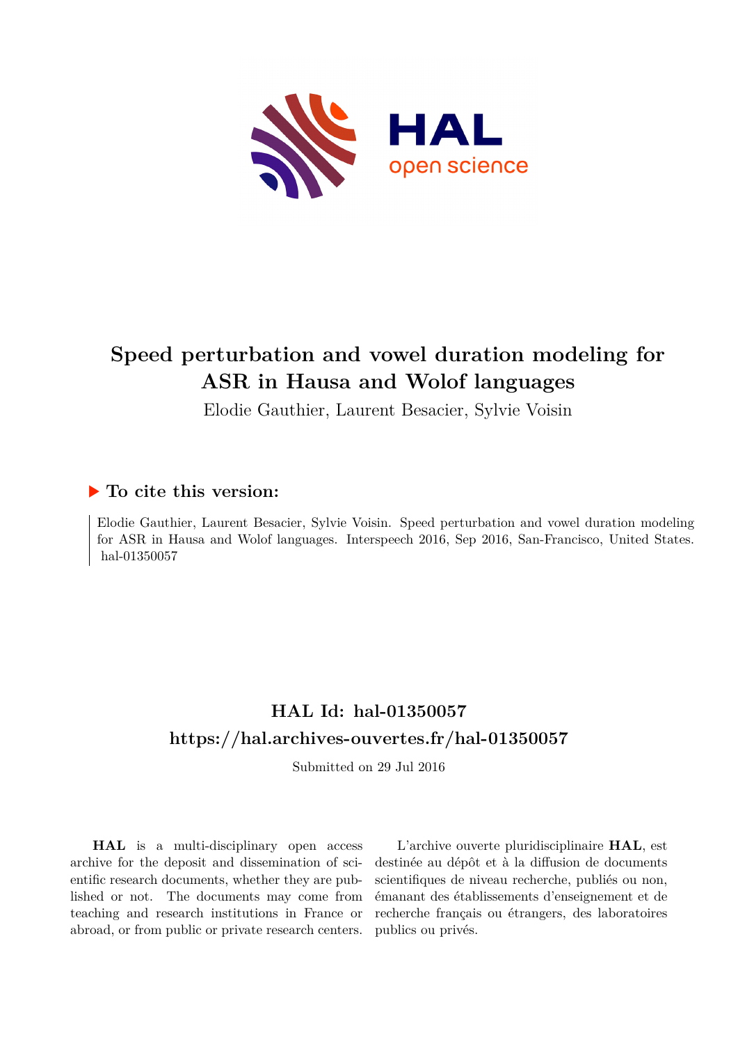# Speed perturbation and vowel duration modeling for ASR in Hausa and Wolof languages

Elodie Gauthier, Laurent Besacier, Sylvie Voisin

## ▶ To cite this version:

Elodie Gauthier, Laurent Besacier, Sylvie Voisin. Speed perturbation and vowel duration modeling for ASR in Hausa and Wolof languages. Interspeech 2016, Sep 2016, San-Francisco, United States. hal-01350057

## HAL Id: hal-01350057
## https://hal.archives-ouvertes.fr/hal-01350057

Submitted on 29 Jul 2016

**HAL** is a multi-disciplinary open access archive for the deposit and dissemination of scientific research documents, whether they are published or not. The documents may come from teaching and research institutions in France or abroad, or from public or private research centers.

L'archive ouverte pluridisciplinaire **HAL**, est destinée au dépôt et à la diffusion de documents scientifiques de niveau recherche, publiés ou non, émanant des établissements d'enseignement et de recherche français ou étrangers, des laboratoires publics ou privés.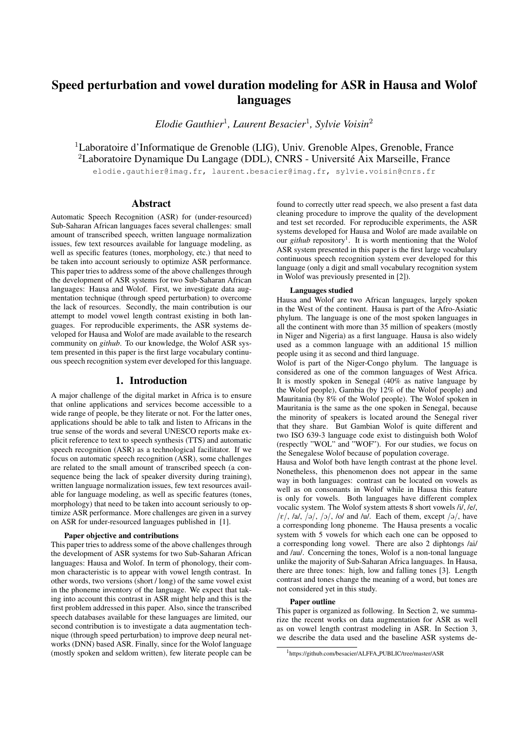# Speed perturbation and vowel duration modeling for ASR in Hausa and Wolof languages

*Elodie Gauthier*[1], *Laurent Besacier*[1], *Sylvie Voisin*[2]

[1]Laboratoire d'Informatique de Grenoble (LIG), Univ. Grenoble Alpes, Grenoble, France
[2]Laboratoire Dynamique Du Langage (DDL), CNRS - Université Aix Marseille, France

elodie.gauthier@imag.fr, laurent.besacier@imag.fr, sylvie.voisin@cnrs.fr

## Abstract

Automatic Speech Recognition (ASR) for (under-resourced) Sub-Saharan African languages faces several challenges: small amount of transcribed speech, written language normalization issues, few text resources available for language modeling, as well as specific features (tones, morphology, etc.) that need to be taken into account seriously to optimize ASR performance. This paper tries to address some of the above challenges through the development of ASR systems for two Sub-Saharan African languages: Hausa and Wolof. First, we investigate data augmentation technique (through speed perturbation) to overcome the lack of resources. Secondly, the main contribution is our attempt to model vowel length contrast existing in both languages. For reproducible experiments, the ASR systems developed for Hausa and Wolof are made available to the research community on *github*. To our knowledge, the Wolof ASR system presented in this paper is the first large vocabulary continuous speech recognition system ever developed for this language.

## 1. Introduction

A major challenge of the digital market in Africa is to ensure that online applications and services become accessible to a wide range of people, be they literate or not. For the latter ones, applications should be able to talk and listen to Africans in the true sense of the words and several UNESCO reports make explicit reference to text to speech synthesis (TTS) and automatic speech recognition (ASR) as a technological facilitator. If we focus on automatic speech recognition (ASR), some challenges are related to the small amount of transcribed speech (a consequence being the lack of speaker diversity during training), written language normalization issues, few text resources available for language modeling, as well as specific features (tones, morphology) that need to be taken into account seriously to optimize ASR performance. More challenges are given in a survey on ASR for under-resourced languages published in [1].

**Paper objective and contributions**

This paper tries to address some of the above challenges through the development of ASR systems for two Sub-Saharan African languages: Hausa and Wolof. In term of phonology, their common characteristic is to appear with vowel length contrast. In other words, two versions (short / long) of the same vowel exist in the phoneme inventory of the language. We expect that taking into account this contrast in ASR might help and this is the first problem addressed in this paper. Also, since the transcribed speech databases available for these languages are limited, our second contribution is to investigate a data augmentation technique (through speed perturbation) to improve deep neural networks (DNN) based ASR. Finally, since for the Wolof language (mostly spoken and seldom written), few literate people can be found to correctly utter read speech, we also present a fast data cleaning procedure to improve the quality of the development and test set recorded. For reproducible experiments, the ASR systems developed for Hausa and Wolof are made available on our *github* repository[1]. It is worth mentioning that the Wolof ASR system presented in this paper is the first large vocabulary continuous speech recognition system ever developed for this language (only a digit and small vocabulary recognition system in Wolof was previously presented in [2]).

**Languages studied**

Hausa and Wolof are two African languages, largely spoken in the West of the continent. Hausa is part of the Afro-Asiatic phylum. The language is one of the most spoken languages in all the continent with more than 35 million of speakers (mostly in Niger and Nigeria) as a first language. Hausa is also widely used as a common language with an additional 15 million people using it as second and third language.

Wolof is part of the Niger-Congo phylum. The language is considered as one of the common languages of West Africa. It is mostly spoken in Senegal (40% as native language by the Wolof people), Gambia (by 12% of the Wolof people) and Mauritania (by 8% of the Wolof people). The Wolof spoken in Mauritania is the same as the one spoken in Senegal, because the minority of speakers is located around the Senegal river that they share. But Gambian Wolof is quite different and two ISO 639-3 language code exist to distinguish both Wolof (respectly "WOL" and "WOF"). For our studies, we focus on the Senegalese Wolof because of population coverage.

Hausa and Wolof both have length contrast at the phone level. Nonetheless, this phenomenon does not appear in the same way in both languages: contrast can be located on vowels as well as on consonants in Wolof while in Hausa this feature is only for vowels. Both languages have different complex vocalic system. The Wolof system attests 8 short vowels /i/, /e/, /ɛ/, /a/, /ə/, /ɔ/, /o/ and /u/. Each of them, except /ə/, have a corresponding long phoneme. The Hausa presents a vocalic system with 5 vowels for which each one can be opposed to a corresponding long vowel. There are also 2 diphtongs /ai/ and /au/. Concerning the tones, Wolof is a non-tonal language unlike the majority of Sub-Saharan Africa languages. In Hausa, there are three tones: high, low and falling tones [3]. Length contrast and tones change the meaning of a word, but tones are not considered yet in this study.

**Paper outline**

This paper is organized as following. In Section 2, we summarize the recent works on data augmentation for ASR as well as on vowel length contrast modeling in ASR. In Section 3, we describe the data used and the baseline ASR systems de-

[1]https://github.com/besacier/ALFFA_PUBLIC/tree/master/ASR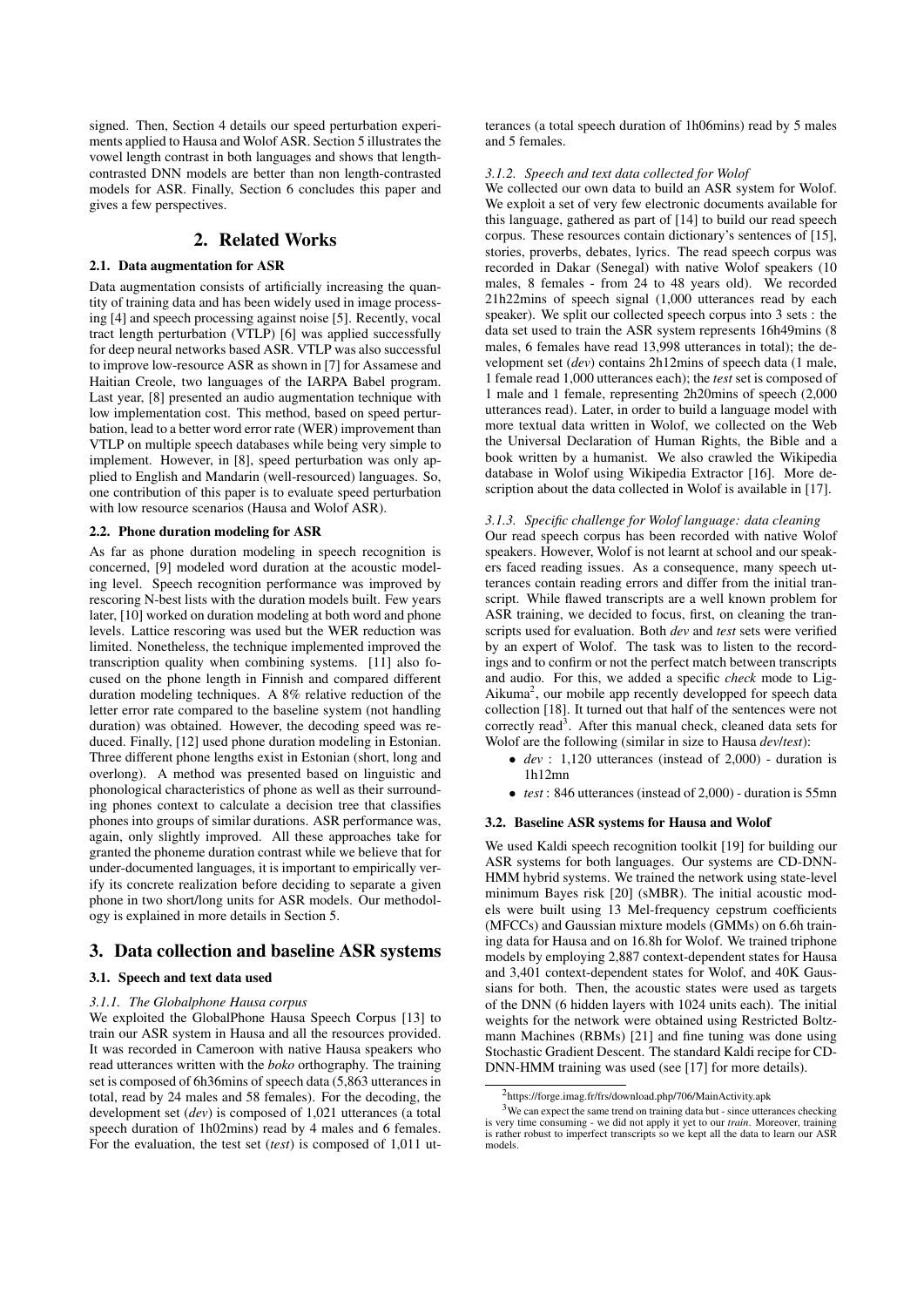signed. Then, Section 4 details our speed perturbation experiments applied to Hausa and Wolof ASR. Section 5 illustrates the vowel length contrast in both languages and shows that length-contrasted DNN models are better than non length-contrasted models for ASR. Finally, Section 6 concludes this paper and gives a few perspectives.

## 2. Related Works

### 2.1. Data augmentation for ASR

Data augmentation consists of artificially increasing the quantity of training data and has been widely used in image processing [4] and speech processing against noise [5]. Recently, vocal tract length perturbation (VTLP) [6] was applied successfully for deep neural networks based ASR. VTLP was also successful to improve low-resource ASR as shown in [7] for Assamese and Haitian Creole, two languages of the IARPA Babel program. Last year, [8] presented an audio augmentation technique with low implementation cost. This method, based on speed perturbation, lead to a better word error rate (WER) improvement than VTLP on multiple speech databases while being very simple to implement. However, in [8], speed perturbation was only applied to English and Mandarin (well-resourced) languages. So, one contribution of this paper is to evaluate speed perturbation with low resource scenarios (Hausa and Wolof ASR).

### 2.2. Phone duration modeling for ASR

As far as phone duration modeling in speech recognition is concerned, [9] modeled word duration at the acoustic modeling level. Speech recognition performance was improved by rescoring N-best lists with the duration models built. Few years later, [10] worked on duration modeling at both word and phone levels. Lattice rescoring was used but the WER reduction was limited. Nonetheless, the technique implemented improved the transcription quality when combining systems. [11] also focused on the phone length in Finnish and compared different duration modeling techniques. A 8% relative reduction of the letter error rate compared to the baseline system (not handling duration) was obtained. However, the decoding speed was reduced. Finally, [12] used phone duration modeling in Estonian. Three different phone lengths exist in Estonian (short, long and overlong). A method was presented based on linguistic and phonological characteristics of phone as well as their surrounding phones context to calculate a decision tree that classifies phones into groups of similar durations. ASR performance was, again, only slightly improved. All these approaches take for granted the phoneme duration contrast while we believe that for under-documented languages, it is important to empirically verify its concrete realization before deciding to separate a given phone in two short/long units for ASR models. Our methodology is explained in more details in Section 5.

## 3. Data collection and baseline ASR systems

### 3.1. Speech and text data used

#### 3.1.1. The Globalphone Hausa corpus

We exploited the GlobalPhone Hausa Speech Corpus [13] to train our ASR system in Hausa and all the resources provided. It was recorded in Cameroon with native Hausa speakers who read utterances written with the *boko* orthography. The training set is composed of 6h36mins of speech data (5,863 utterances in total, read by 24 males and 58 females). For the decoding, the development set (*dev*) is composed of 1,021 utterances (a total speech duration of 1h02mins) read by 4 males and 6 females. For the evaluation, the test set (*test*) is composed of 1,011 utterances (a total speech duration of 1h06mins) read by 5 males and 5 females.

#### 3.1.2. Speech and text data collected for Wolof

We collected our own data to build an ASR system for Wolof. We exploit a set of very few electronic documents available for this language, gathered as part of [14] to build our read speech corpus. These resources contain dictionary's sentences of [15], stories, proverbs, debates, lyrics. The read speech corpus was recorded in Dakar (Senegal) with native Wolof speakers (10 males, 8 females - from 24 to 48 years old). We recorded 21h22mins of speech signal (1,000 utterances read by each speaker). We split our collected speech corpus into 3 sets : the data set used to train the ASR system represents 16h49mins (8 males, 6 females have read 13,998 utterances in total); the development set (*dev*) contains 2h12mins of speech data (1 male, 1 female read 1,000 utterances each); the *test* set is composed of 1 male and 1 female, representing 2h20mins of speech (2,000 utterances read). Later, in order to build a language model with more textual data written in Wolof, we collected on the Web the Universal Declaration of Human Rights, the Bible and a book written by a humanist. We also crawled the Wikipedia database in Wolof using Wikipedia Extractor [16]. More description about the data collected in Wolof is available in [17].

#### 3.1.3. Specific challenge for Wolof language: data cleaning

Our read speech corpus has been recorded with native Wolof speakers. However, Wolof is not learnt at school and our speakers faced reading issues. As a consequence, many speech utterances contain reading errors and differ from the initial transcript. While flawed transcripts are a well known problem for ASR training, we decided to focus, first, on cleaning the transcripts used for evaluation. Both *dev* and *test* sets were verified by an expert of Wolof. The task was to listen to the recordings and to confirm or not the perfect match between transcripts and audio. For this, we added a specific *check* mode to Lig-Aikuma[2], our mobile app recently developped for speech data collection [18]. It turned out that half of the sentences were not correctly read[3]. After this manual check, cleaned data sets for Wolof are the following (similar in size to Hausa *dev*/*test*):

- *dev* : 1,120 utterances (instead of 2,000) - duration is 1h12mn
- *test* : 846 utterances (instead of 2,000) - duration is 55mn

### 3.2. Baseline ASR systems for Hausa and Wolof

We used Kaldi speech recognition toolkit [19] for building our ASR systems for both languages. Our systems are CD-DNN-HMM hybrid systems. We trained the network using state-level minimum Bayes risk [20] (sMBR). The initial acoustic models were built using 13 Mel-frequency cepstrum coefficients (MFCCs) and Gaussian mixture models (GMMs) on 6.6h training data for Hausa and on 16.8h for Wolof. We trained triphone models by employing 2,887 context-dependent states for Hausa and 3,401 context-dependent states for Wolof, and 40K Gaussians for both. Then, the acoustic states were used as targets of the DNN (6 hidden layers with 1024 units each). The initial weights for the network were obtained using Restricted Boltzmann Machines (RBMs) [21] and fine tuning was done using Stochastic Gradient Descent. The standard Kaldi recipe for CD-DNN-HMM training was used (see [17] for more details).

[2] https://forge.imag.fr/frs/download.php/706/MainActivity.apk

[3] We can expect the same trend on training data but - since utterances checking is very time consuming - we did not apply it yet to our *train*. Moreover, training is rather robust to imperfect transcripts so we kept all the data to learn our ASR models.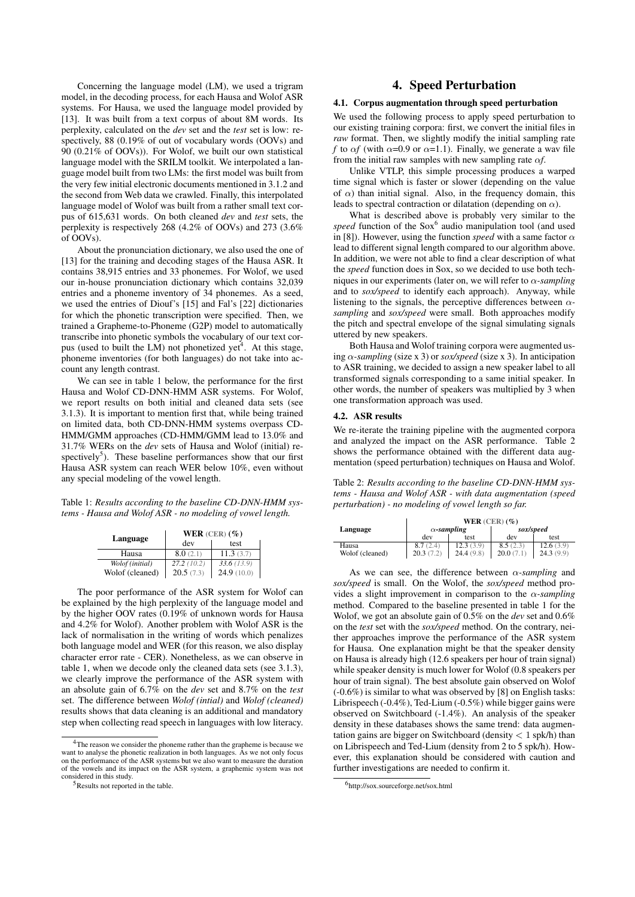Concerning the language model (LM), we used a trigram model, in the decoding process, for each Hausa and Wolof ASR systems. For Hausa, we used the language model provided by [13]. It was built from a text corpus of about 8M words. Its perplexity, calculated on the *dev* set and the *test* set is low: respectively, 88 (0.19% of out of vocabulary words (OOVs) and 90 (0.21% of OOVs)). For Wolof, we built our own statistical language model with the SRILM toolkit. We interpolated a language model built from two LMs: the first model was built from the very few initial electronic documents mentioned in 3.1.2 and the second from Web data we crawled. Finally, this interpolated language model of Wolof was built from a rather small text corpus of 615,631 words. On both cleaned *dev* and *test* sets, the perplexity is respectively 268 (4.2% of OOVs) and 273 (3.6% of OOVs).

About the pronunciation dictionary, we also used the one of [13] for the training and decoding stages of the Hausa ASR. It contains 38,915 entries and 33 phonemes. For Wolof, we used our in-house pronunciation dictionary which contains 32,039 entries and a phoneme inventory of 34 phonemes. As a seed, we used the entries of Diouf's [15] and Fal's [22] dictionaries for which the phonetic transcription were specified. Then, we trained a Grapheme-to-Phoneme (G2P) model to automatically transcribe into phonetic symbols the vocabulary of our text corpus (used to built the LM) not phonetized yet[4]. At this stage, phoneme inventories (for both languages) do not take into account any length contrast.

We can see in table 1 below, the performance for the first Hausa and Wolof CD-DNN-HMM ASR systems. For Wolof, we report results on both initial and cleaned data sets (see 3.1.3). It is important to mention first that, while being trained on limited data, both CD-DNN-HMM systems overpass CD-HMM/GMM approaches (CD-HMM/GMM lead to 13.0% and 31.7% WERs on the *dev* sets of Hausa and Wolof (initial) respectively[5]). These baseline performances show that our first Hausa ASR system can reach WER below 10%, even without any special modeling of the vowel length.

Table 1: *Results according to the baseline CD-DNN-HMM systems - Hausa and Wolof ASR - no modeling of vowel length.*

| Language | WER (CER) (%) | |
|---|---|---|
| | dev | test |
| Hausa | 8.0 (2.1) | 11.3 (3.7) |
| *Wolof (initial)* | *27.2 (10.2)* | *33.6 (13.9)* |
| Wolof (cleaned) | 20.5 (7.3) | 24.9 (10.0) |

The poor performance of the ASR system for Wolof can be explained by the high perplexity of the language model and by the higher OOV rates (0.19% of unknown words for Hausa and 4.2% for Wolof). Another problem with Wolof ASR is the lack of normalisation in the writing of words which penalizes both language model and WER (for this reason, we also display character error rate - CER). Nonetheless, as we can observe in table 1, when we decode only the cleaned data sets (see 3.1.3), we clearly improve the performance of the ASR system with an absolute gain of 6.7% on the *dev* set and 8.7% on the *test* set. The difference between *Wolof (intial)* and *Wolof (cleaned)* results shows that data cleaning is an additional and mandatory step when collecting read speech in languages with low literacy.

[4]The reason we consider the phoneme rather than the grapheme is because we want to analyse the phonetic realization in both languages. As we not only focus on the performance of the ASR systems but we also want to measure the duration of the vowels and its impact on the ASR system, a graphemic system was not considered in this study.

[5]Results not reported in the table.

# 4. Speed Perturbation

## 4.1. Corpus augmentation through speed perturbation

We used the following process to apply speed perturbation to our existing training corpora: first, we convert the initial files in *raw* format. Then, we slightly modify the initial sampling rate $f$ to $\alpha f$ (with $\alpha$=0.9 or $\alpha$=1.1). Finally, we generate a wav file from the initial raw samples with new sampling rate $\alpha f$.

Unlike VTLP, this simple processing produces a warped time signal which is faster or slower (depending on the value of $\alpha$) than initial signal. Also, in the frequency domain, this leads to spectral contraction or dilatation (depending on $\alpha$).

What is described above is probably very similar to the *speed* function of the Sox[6] audio manipulation tool (and used in [8]). However, using the function *speed* with a same factor $\alpha$ lead to different signal length compared to our algorithm above. In addition, we were not able to find a clear description of what the *speed* function does in Sox, so we decided to use both techniques in our experiments (later on, we will refer to $\alpha$*-sampling* and to *sox/speed* to identify each approach). Anyway, while listening to the signals, the perceptive differences between $\alpha$*-sampling* and *sox/speed* were small. Both approaches modify the pitch and spectral envelope of the signal simulating signals uttered by new speakers.

Both Hausa and Wolof training corpora were augmented using $\alpha$*-sampling* (size x 3) or *sox/speed* (size x 3). In anticipation to ASR training, we decided to assign a new speaker label to all transformed signals corresponding to a same initial speaker. In other words, the number of speakers was multiplied by 3 when one transformation approach was used.

## 4.2. ASR results

We re-iterate the training pipeline with the augmented corpora and analyzed the impact on the ASR performance. Table 2 shows the performance obtained with the different data augmentation (speed perturbation) techniques on Hausa and Wolof.

Table 2: *Results according to the baseline CD-DNN-HMM systems - Hausa and Wolof ASR - with data augmentation (speed perturbation) - no modeling of vowel length so far.*

| Language | WER (CER) (%) | | | |
|---|---|---|---|---|
| | $\alpha$*-sampling* | | *sox/speed* | |
| | dev | test | dev | test |
| Hausa | 8.7 (2.4) | 12.3 (3.9) | 8.5 (2.3) | 12.6 (3.9) |
| Wolof (cleaned) | 20.3 (7.2) | 24.4 (9.8) | 20.0 (7.1) | 24.3 (9.9) |

As we can see, the difference between $\alpha$*-sampling* and *sox/speed* is small. On the Wolof, the *sox/speed* method provides a slight improvement in comparison to the $\alpha$*-sampling* method. Compared to the baseline presented in table 1 for the Wolof, we got an absolute gain of 0.5% on the *dev* set and 0.6% on the *test* set with the *sox/speed* method. On the contrary, neither approaches improve the performance of the ASR system for Hausa. One explanation might be that the speaker density on Hausa is already high (12.6 speakers per hour of train signal) while speaker density is much lower for Wolof (0.8 speakers per hour of train signal). The best absolute gain observed on Wolof (-0.6%) is similar to what was observed by [8] on English tasks: Librispeech (-0.4%), Ted-Lium (-0.5%) while bigger gains were observed on Switchboard (-1.4%). An analysis of the speaker density in these databases shows the same trend: data augmentation gains are bigger on Switchboard (density $<$ 1 spk/h) than on Librispeech and Ted-Lium (density from 2 to 5 spk/h). However, this explanation should be considered with caution and further investigations are needed to confirm it.

[6]http://sox.sourceforge.net/sox.html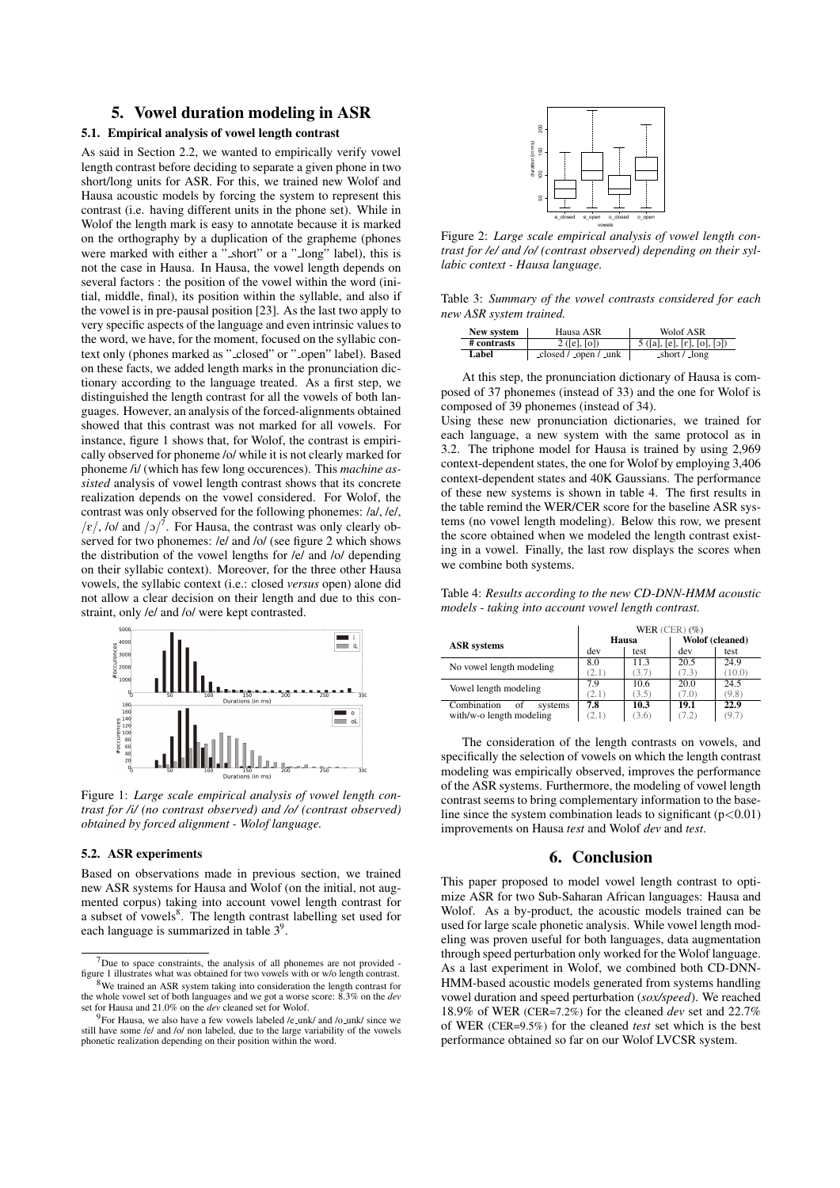## 5. Vowel duration modeling in ASR

### 5.1. Empirical analysis of vowel length contrast

As said in Section 2.2, we wanted to empirically verify vowel length contrast before deciding to separate a given phone in two short/long units for ASR. For this, we trained new Wolof and Hausa acoustic models by forcing the system to represent this contrast (i.e. having different units in the phone set). While in Wolof the length mark is easy to annotate because it is marked on the orthography by a duplication of the grapheme (phones were marked with either a "_short" or a "_long" label), this is not the case in Hausa. In Hausa, the vowel length depends on several factors : the position of the vowel within the word (initial, middle, final), its position within the syllable, and also if the vowel is in pre-pausal position [23]. As the last two apply to very specific aspects of the language and even intrinsic values to the word, we have, for the moment, focused on the syllabic context only (phones marked as "_closed" or "_open" label). Based on these facts, we added length marks in the pronunciation dictionary according to the language treated. As a first step, we distinguished the length contrast for all the vowels of both languages. However, an analysis of the forced-alignments obtained showed that this contrast was not marked for all vowels. For instance, figure 1 shows that, for Wolof, the contrast is empirically observed for phoneme /o/ while it is not clearly marked for phoneme /i/ (which has few long occurences). This *machine assisted* analysis of vowel length contrast shows that its concrete realization depends on the vowel considered. For Wolof, the contrast was only observed for the following phonemes: /a/, /e/, /ɛ/, /o/ and /ɔ/[7]. For Hausa, the contrast was only clearly observed for two phonemes: /e/ and /o/ (see figure 2 which shows the distribution of the vowel lengths for /e/ and /o/ depending on their syllabic context). Moreover, for the three other Hausa vowels, the syllabic context (i.e.: closed *versus* open) alone did not allow a clear decision on their length and due to this constraint, only /e/ and /o/ were kept contrasted.

Figure 1: *Large scale empirical analysis of vowel length contrast for /i/ (no contrast observed) and /o/ (contrast observed) obtained by forced alignment - Wolof language.*

### 5.2. ASR experiments

Based on observations made in previous section, we trained new ASR systems for Hausa and Wolof (on the initial, not augmented corpus) taking into account vowel length contrast for a subset of vowels[8]. The length contrast labelling set used for each language is summarized in table 3[9].

Figure 2: *Large scale empirical analysis of vowel length contrast for /e/ and /o/ (contrast observed) depending on their syllabic context - Hausa language.*

Table 3: *Summary of the vowel contrasts considered for each new ASR system trained.*

| New system | Hausa ASR | Wolof ASR |
|---|---|---|
| # contrasts | 2 ([e], [o]) | 5 ([a], [e], [ɛ], [o], [ɔ]) |
| Label | _closed / _open / _unk | _short / _long |

At this step, the pronunciation dictionary of Hausa is composed of 37 phonemes (instead of 33) and the one for Wolof is composed of 39 phonemes (instead of 34).

Using these new pronunciation dictionaries, we trained for each language, a new system with the same protocol as in 3.2. The triphone model for Hausa is trained by using 2,969 context-dependent states, the one for Wolof by employing 3,406 context-dependent states and 40K Gaussians. The performance of these new systems is shown in table 4. The first results in the table remind the WER/CER score for the baseline ASR systems (no vowel length modeling). Below this row, we present the score obtained when we modeled the length contrast existing in a vowel. Finally, the last row displays the scores when we combine both systems.

Table 4: *Results according to the new CD-DNN-HMM acoustic models - taking into account vowel length contrast.*

| ASR systems | WER (CER) (%) | | | |
|---|---|---|---|---|
| | Hausa | | Wolof (cleaned) | |
| | dev | test | dev | test |
| No vowel length modeling | 8.0 (2.1) | 11.3 (3.7) | 20.5 (7.3) | 24.9 (10.0) |
| Vowel length modeling | 7.9 (2.1) | 10.6 (3.5) | 20.0 (7.0) | 24.5 (9.8) |
| Combination of systems with/w-o length modeling | **7.8** (2.1) | **10.3** (3.6) | **19.1** (7.2) | **22.9** (9.7) |

The consideration of the length contrasts on vowels, and specifically the selection of vowels on which the length contrast modeling was empirically observed, improves the performance of the ASR systems. Furthermore, the modeling of vowel length contrast seems to bring complementary information to the baseline since the system combination leads to significant ($p<0.01$) improvements on Hausa *test* and Wolof *dev* and *test*.

## 6. Conclusion

This paper proposed to model vowel length contrast to optimize ASR for two Sub-Saharan African languages: Hausa and Wolof. As a by-product, the acoustic models trained can be used for large scale phonetic analysis. While vowel length modeling was proven useful for both languages, data augmentation through speed perturbation only worked for the Wolof language. As a last experiment in Wolof, we combined both CD-DNN-HMM-based acoustic models generated from systems handling vowel duration and speed perturbation (*sox/speed*). We reached 18.9% of WER (CER=7.2%) for the cleaned *dev* set and 22.7% of WER (CER=9.5%) for the cleaned *test* set which is the best performance obtained so far on our Wolof LVCSR system.

---

[7] Due to space constraints, the analysis of all phonemes are not provided - figure 1 illustrates what was obtained for two vowels with or w/o length contrast.

[8] We trained an ASR system taking into consideration the length contrast for the whole vowel set of both languages and we got a worse score: 8.3% on the *dev* set for Hausa and 21.0% on the *dev* cleaned set for Wolof.

[9] For Hausa, we also have a few vowels labeled /e_unk/ and /o_unk/ since we still have some /e/ and /o/ non labeled, due to the large variability of the vowels phonetic realization depending on their position within the word.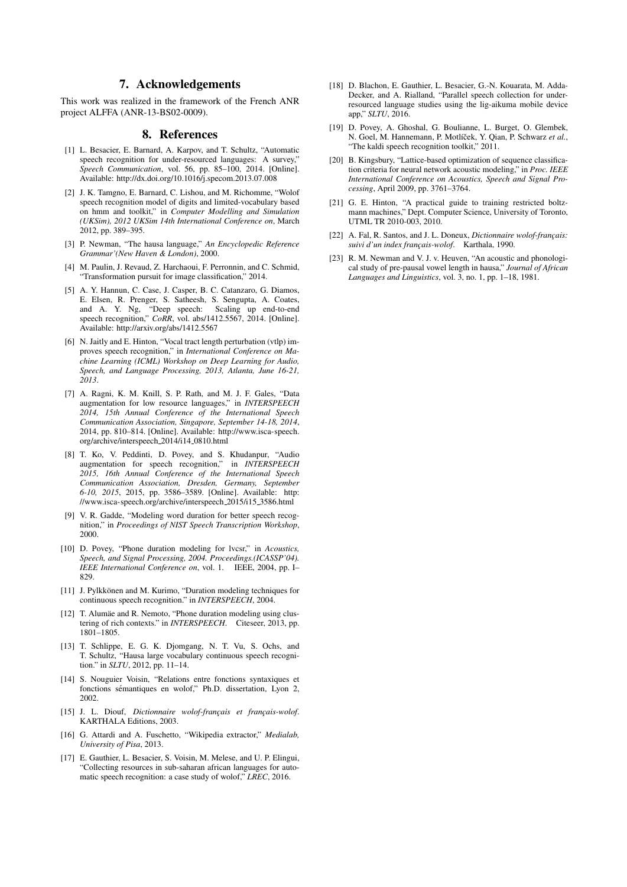## 7. Acknowledgements

This work was realized in the framework of the French ANR project ALFFA (ANR-13-BS02-0009).

## 8. References

[1] L. Besacier, E. Barnard, A. Karpov, and T. Schultz, "Automatic speech recognition for under-resourced languages: A survey," *Speech Communication*, vol. 56, pp. 85–100, 2014. [Online]. Available: http://dx.doi.org/10.1016/j.specom.2013.07.008

[2] J. K. Tamgno, E. Barnard, C. Lishou, and M. Richomme, "Wolof speech recognition model of digits and limited-vocabulary based on hmm and toolkit," in *Computer Modelling and Simulation (UKSim), 2012 UKSim 14th International Conference on*, March 2012, pp. 389–395.

[3] P. Newman, "The hausa language," *An Encyclopedic Reference Grammar'(New Haven & London)*, 2000.

[4] M. Paulin, J. Revaud, Z. Harchaoui, F. Perronnin, and C. Schmid, "Transformation pursuit for image classification," 2014.

[5] A. Y. Hannun, C. Case, J. Casper, B. C. Catanzaro, G. Diamos, E. Elsen, R. Prenger, S. Satheesh, S. Sengupta, A. Coates, and A. Y. Ng, "Deep speech: Scaling up end-to-end speech recognition," *CoRR*, vol. abs/1412.5567, 2014. [Online]. Available: http://arxiv.org/abs/1412.5567

[6] N. Jaitly and E. Hinton, "Vocal tract length perturbation (vtlp) improves speech recognition," in *International Conference on Machine Learning (ICML) Workshop on Deep Learning for Audio, Speech, and Language Processing, 2013, Atlanta, June 16-21, 2013*.

[7] A. Ragni, K. M. Knill, S. P. Rath, and M. J. F. Gales, "Data augmentation for low resource languages," in *INTERSPEECH 2014, 15th Annual Conference of the International Speech Communication Association, Singapore, September 14-18, 2014*, 2014, pp. 810–814. [Online]. Available: http://www.isca-speech.org/archive/interspeech_2014/i14_0810.html

[8] T. Ko, V. Peddinti, D. Povey, and S. Khudanpur, "Audio augmentation for speech recognition," in *INTERSPEECH 2015, 16th Annual Conference of the International Speech Communication Association, Dresden, Germany, September 6-10, 2015*, 2015, pp. 3586–3589. [Online]. Available: http://www.isca-speech.org/archive/interspeech_2015/i15_3586.html

[9] V. R. Gadde, "Modeling word duration for better speech recognition," in *Proceedings of NIST Speech Transcription Workshop*, 2000.

[10] D. Povey, "Phone duration modeling for lvcsr," in *Acoustics, Speech, and Signal Processing, 2004. Proceedings.(ICASSP'04). IEEE International Conference on*, vol. 1. IEEE, 2004, pp. I–829.

[11] J. Pylkkönen and M. Kurimo, "Duration modeling techniques for continuous speech recognition." in *INTERSPEECH*, 2004.

[12] T. Alumäe and R. Nemoto, "Phone duration modeling using clustering of rich contexts." in *INTERSPEECH*. Citeseer, 2013, pp. 1801–1805.

[13] T. Schlippe, E. G. K. Djomgang, N. T. Vu, S. Ochs, and T. Schultz, "Hausa large vocabulary continuous speech recognition." in *SLTU*, 2012, pp. 11–14.

[14] S. Nouguier Voisin, "Relations entre fonctions syntaxiques et fonctions sémantiques en wolof," Ph.D. dissertation, Lyon 2, 2002.

[15] J. L. Diouf, *Dictionnaire wolof-français et français-wolof*. KARTHALA Editions, 2003.

[16] G. Attardi and A. Fuschetto, "Wikipedia extractor," *Medialab, University of Pisa*, 2013.

[17] E. Gauthier, L. Besacier, S. Voisin, M. Melese, and U. P. Elingui, "Collecting resources in sub-saharan african languages for automatic speech recognition: a case study of wolof," *LREC*, 2016.

[18] D. Blachon, E. Gauthier, L. Besacier, G.-N. Kouarata, M. Adda-Decker, and A. Rialland, "Parallel speech collection for under-resourced language studies using the lig-aikuma mobile device app," *SLTU*, 2016.

[19] D. Povey, A. Ghoshal, G. Boulianne, L. Burget, O. Glembek, N. Goel, M. Hannemann, P. Motlíček, Y. Qian, P. Schwarz *et al.*, "The kaldi speech recognition toolkit," 2011.

[20] B. Kingsbury, "Lattice-based optimization of sequence classification criteria for neural network acoustic modeling," in *Proc. IEEE International Conference on Acoustics, Speech and Signal Processing*, April 2009, pp. 3761–3764.

[21] G. E. Hinton, "A practical guide to training restricted boltzmann machines," Dept. Computer Science, University of Toronto, UTML TR 2010-003, 2010.

[22] A. Fal, R. Santos, and J. L. Doneux, *Dictionnaire wolof-français: suivi d'un index français-wolof*. Karthala, 1990.

[23] R. M. Newman and V. J. v. Heuven, "An acoustic and phonological study of pre-pausal vowel length in hausa," *Journal of African Languages and Linguistics*, vol. 3, no. 1, pp. 1–18, 1981.